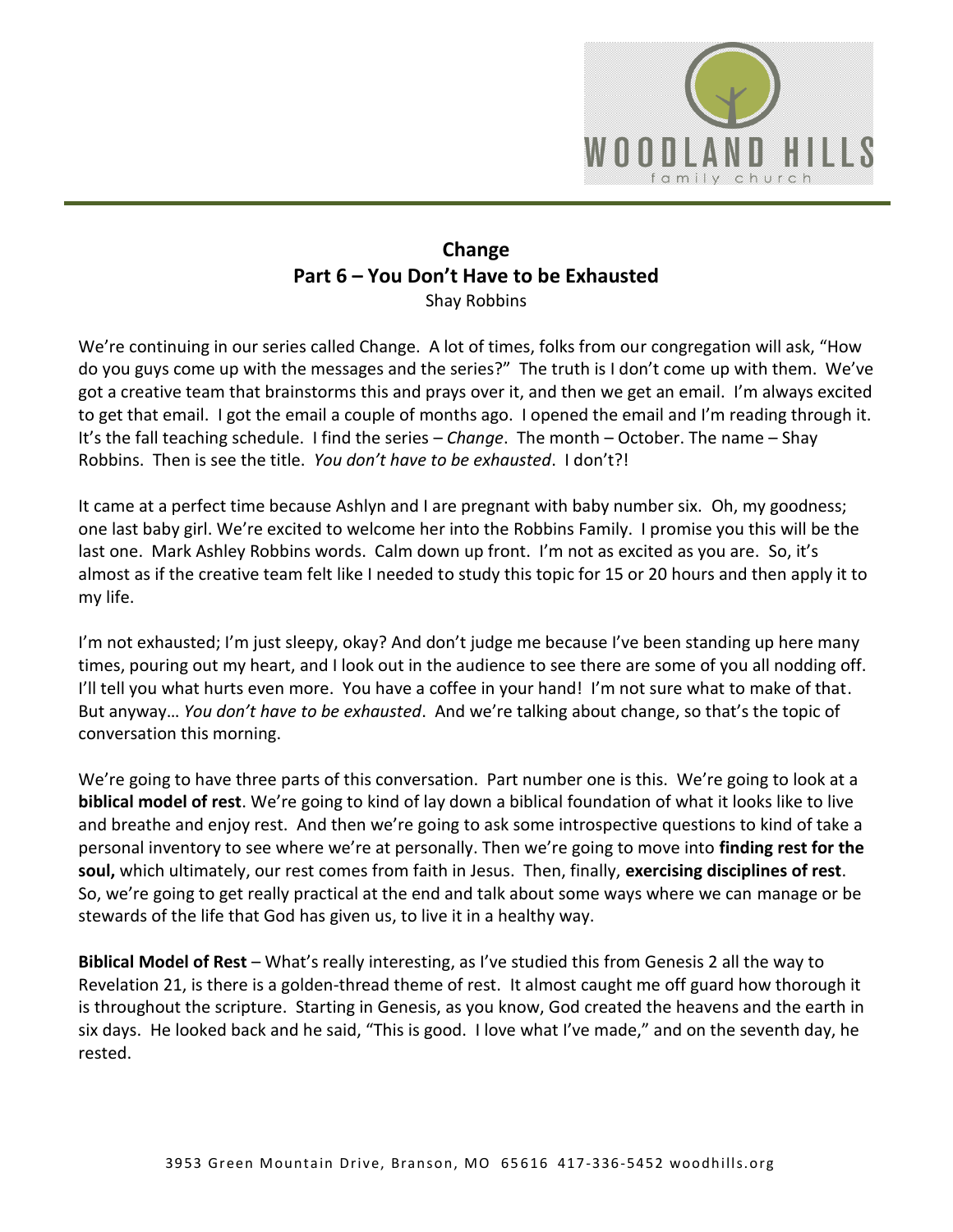# Change
## Part 6 – You Don't Have to be Exhausted
Shay Robbins

We're continuing in our series called Change. A lot of times, folks from our congregation will ask, "How do you guys come up with the messages and the series?" The truth is I don't come up with them. We've got a creative team that brainstorms this and prays over it, and then we get an email. I'm always excited to get that email. I got the email a couple of months ago. I opened the email and I'm reading through it. It's the fall teaching schedule. I find the series – *Change*. The month – October. The name – Shay Robbins. Then is see the title. *You don't have to be exhausted*. I don't?!

It came at a perfect time because Ashlyn and I are pregnant with baby number six. Oh, my goodness; one last baby girl. We're excited to welcome her into the Robbins Family. I promise you this will be the last one. Mark Ashley Robbins words. Calm down up front. I'm not as excited as you are. So, it's almost as if the creative team felt like I needed to study this topic for 15 or 20 hours and then apply it to my life.

I'm not exhausted; I'm just sleepy, okay? And don't judge me because I've been standing up here many times, pouring out my heart, and I look out in the audience to see there are some of you all nodding off. I'll tell you what hurts even more. You have a coffee in your hand! I'm not sure what to make of that. But anyway… *You don't have to be exhausted*. And we're talking about change, so that's the topic of conversation this morning.

We're going to have three parts of this conversation. Part number one is this. We're going to look at a **biblical model of rest**. We're going to kind of lay down a biblical foundation of what it looks like to live and breathe and enjoy rest. And then we're going to ask some introspective questions to kind of take a personal inventory to see where we're at personally. Then we're going to move into **finding rest for the soul,** which ultimately, our rest comes from faith in Jesus. Then, finally, **exercising disciplines of rest**. So, we're going to get really practical at the end and talk about some ways where we can manage or be stewards of the life that God has given us, to live it in a healthy way.

**Biblical Model of Rest** – What's really interesting, as I've studied this from Genesis 2 all the way to Revelation 21, is there is a golden-thread theme of rest. It almost caught me off guard how thorough it is throughout the scripture. Starting in Genesis, as you know, God created the heavens and the earth in six days. He looked back and he said, "This is good. I love what I've made," and on the seventh day, he rested.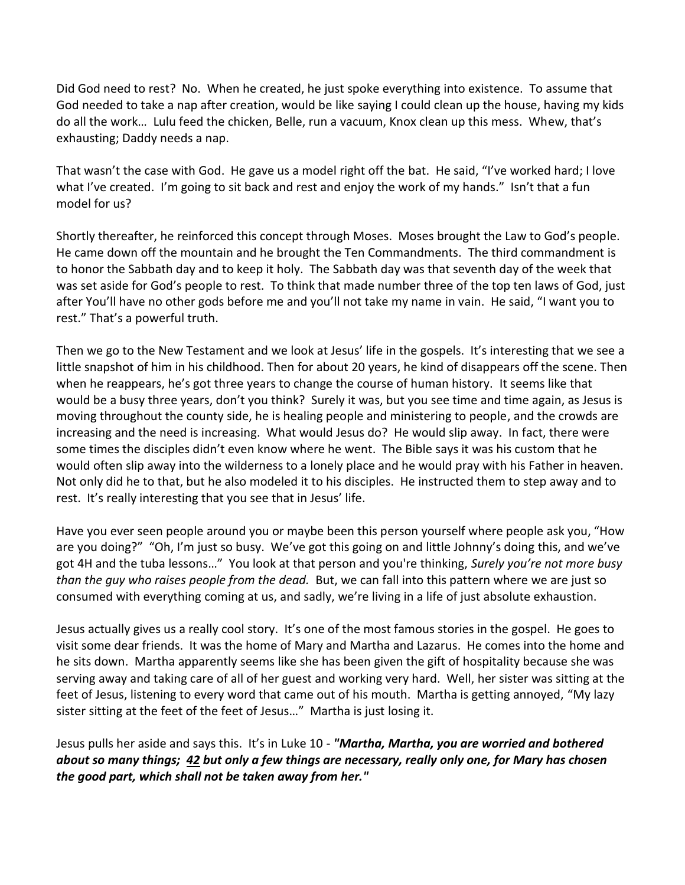Did God need to rest? No. When he created, he just spoke everything into existence. To assume that God needed to take a nap after creation, would be like saying I could clean up the house, having my kids do all the work… Lulu feed the chicken, Belle, run a vacuum, Knox clean up this mess. Whew, that's exhausting; Daddy needs a nap.

That wasn't the case with God. He gave us a model right off the bat. He said, "I've worked hard; I love what I've created. I'm going to sit back and rest and enjoy the work of my hands." Isn't that a fun model for us?

Shortly thereafter, he reinforced this concept through Moses. Moses brought the Law to God's people. He came down off the mountain and he brought the Ten Commandments. The third commandment is to honor the Sabbath day and to keep it holy. The Sabbath day was that seventh day of the week that was set aside for God's people to rest. To think that made number three of the top ten laws of God, just after You'll have no other gods before me and you'll not take my name in vain. He said, "I want you to rest." That's a powerful truth.

Then we go to the New Testament and we look at Jesus' life in the gospels. It's interesting that we see a little snapshot of him in his childhood. Then for about 20 years, he kind of disappears off the scene. Then when he reappears, he's got three years to change the course of human history. It seems like that would be a busy three years, don't you think? Surely it was, but you see time and time again, as Jesus is moving throughout the county side, he is healing people and ministering to people, and the crowds are increasing and the need is increasing. What would Jesus do? He would slip away. In fact, there were some times the disciples didn't even know where he went. The Bible says it was his custom that he would often slip away into the wilderness to a lonely place and he would pray with his Father in heaven. Not only did he to that, but he also modeled it to his disciples. He instructed them to step away and to rest. It's really interesting that you see that in Jesus' life.

Have you ever seen people around you or maybe been this person yourself where people ask you, "How are you doing?" "Oh, I'm just so busy. We've got this going on and little Johnny's doing this, and we've got 4H and the tuba lessons…" You look at that person and you're thinking, *Surely you're not more busy than the guy who raises people from the dead.* But, we can fall into this pattern where we are just so consumed with everything coming at us, and sadly, we're living in a life of just absolute exhaustion.

Jesus actually gives us a really cool story. It's one of the most famous stories in the gospel. He goes to visit some dear friends. It was the home of Mary and Martha and Lazarus. He comes into the home and he sits down. Martha apparently seems like she has been given the gift of hospitality because she was serving away and taking care of all of her guest and working very hard. Well, her sister was sitting at the feet of Jesus, listening to every word that came out of his mouth. Martha is getting annoyed, "My lazy sister sitting at the feet of the feet of Jesus…" Martha is just losing it.

Jesus pulls her aside and says this. It's in Luke 10 - ***"Martha, Martha, you are worried and bothered about so many things; 42 but only a few things are necessary, really only one, for Mary has chosen the good part, which shall not be taken away from her."***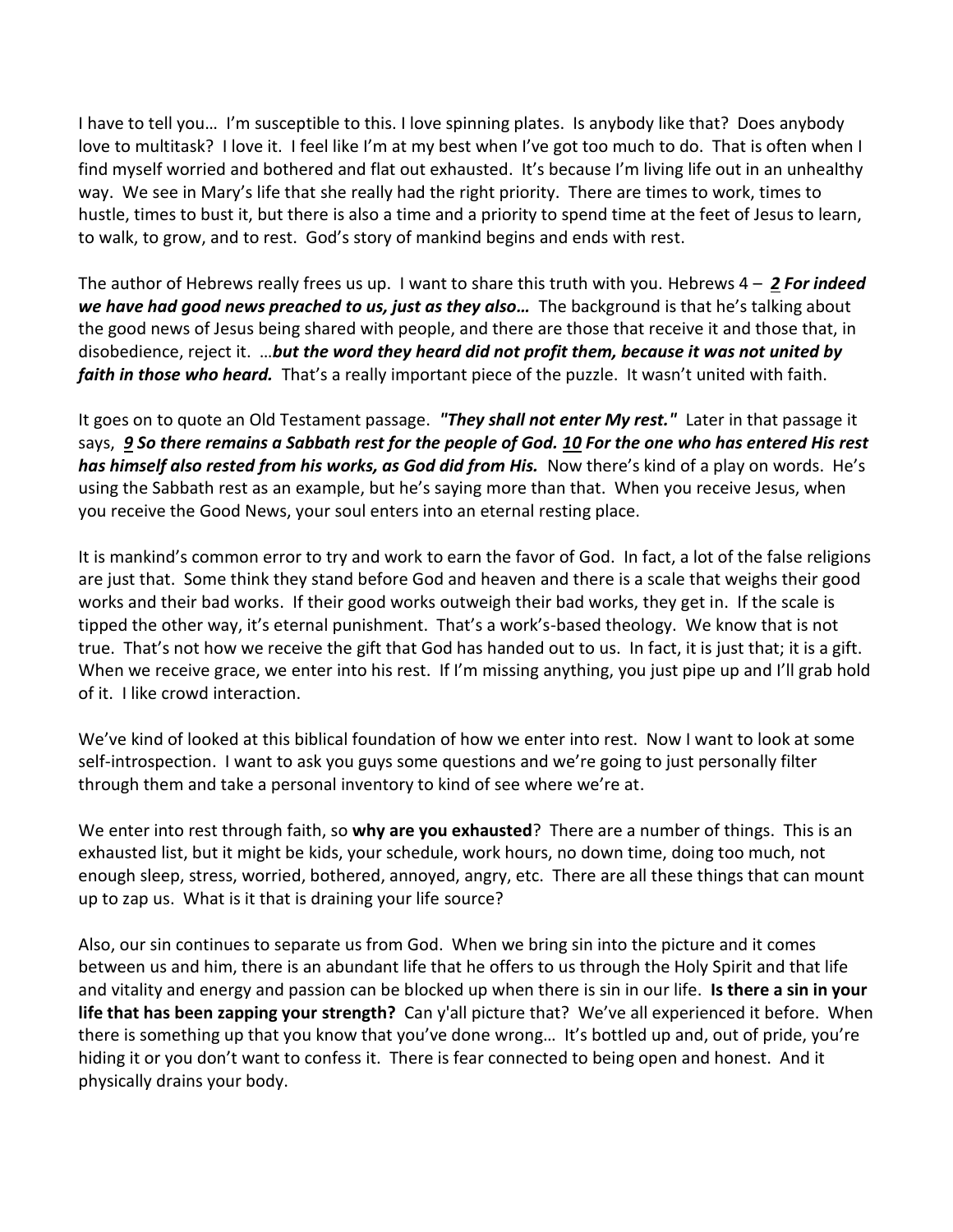I have to tell you… I'm susceptible to this. I love spinning plates. Is anybody like that? Does anybody love to multitask? I love it. I feel like I'm at my best when I've got too much to do. That is often when I find myself worried and bothered and flat out exhausted. It's because I'm living life out in an unhealthy way. We see in Mary's life that she really had the right priority. There are times to work, times to hustle, times to bust it, but there is also a time and a priority to spend time at the feet of Jesus to learn, to walk, to grow, and to rest. God's story of mankind begins and ends with rest.

The author of Hebrews really frees us up. I want to share this truth with you. Hebrews 4 – ***2 For indeed we have had good news preached to us, just as they also…*** The background is that he's talking about the good news of Jesus being shared with people, and there are those that receive it and those that, in disobedience, reject it. …***but the word they heard did not profit them, because it was not united by faith in those who heard.*** That's a really important piece of the puzzle. It wasn't united with faith.

It goes on to quote an Old Testament passage. ***"They shall not enter My rest."*** Later in that passage it says, ***9 So there remains a Sabbath rest for the people of God. 10 For the one who has entered His rest has himself also rested from his works, as God did from His.*** Now there's kind of a play on words. He's using the Sabbath rest as an example, but he's saying more than that. When you receive Jesus, when you receive the Good News, your soul enters into an eternal resting place.

It is mankind's common error to try and work to earn the favor of God. In fact, a lot of the false religions are just that. Some think they stand before God and heaven and there is a scale that weighs their good works and their bad works. If their good works outweigh their bad works, they get in. If the scale is tipped the other way, it's eternal punishment. That's a work's-based theology. We know that is not true. That's not how we receive the gift that God has handed out to us. In fact, it is just that; it is a gift. When we receive grace, we enter into his rest. If I'm missing anything, you just pipe up and I'll grab hold of it. I like crowd interaction.

We've kind of looked at this biblical foundation of how we enter into rest. Now I want to look at some self-introspection. I want to ask you guys some questions and we're going to just personally filter through them and take a personal inventory to kind of see where we're at.

We enter into rest through faith, so **why are you exhausted**? There are a number of things. This is an exhausted list, but it might be kids, your schedule, work hours, no down time, doing too much, not enough sleep, stress, worried, bothered, annoyed, angry, etc. There are all these things that can mount up to zap us. What is it that is draining your life source?

Also, our sin continues to separate us from God. When we bring sin into the picture and it comes between us and him, there is an abundant life that he offers to us through the Holy Spirit and that life and vitality and energy and passion can be blocked up when there is sin in our life. **Is there a sin in your life that has been zapping your strength?** Can y'all picture that? We've all experienced it before. When there is something up that you know that you've done wrong… It's bottled up and, out of pride, you're hiding it or you don't want to confess it. There is fear connected to being open and honest. And it physically drains your body.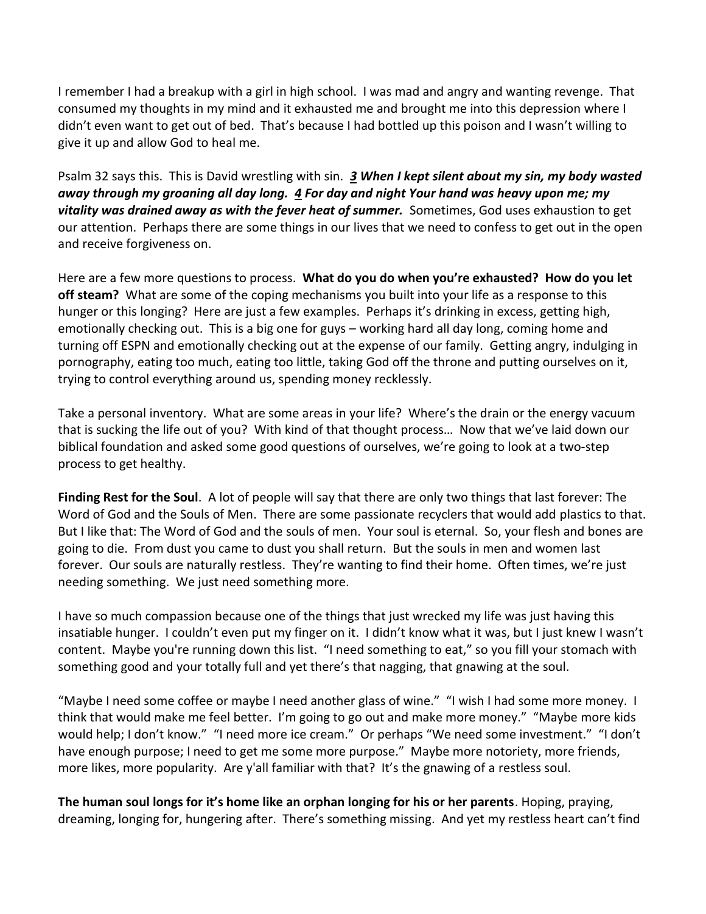I remember I had a breakup with a girl in high school. I was mad and angry and wanting revenge. That consumed my thoughts in my mind and it exhausted me and brought me into this depression where I didn't even want to get out of bed. That's because I had bottled up this poison and I wasn't willing to give it up and allow God to heal me.

Psalm 32 says this. This is David wrestling with sin. ***3 When I kept silent about my sin, my body wasted away through my groaning all day long. 4 For day and night Your hand was heavy upon me; my vitality was drained away as with the fever heat of summer.*** Sometimes, God uses exhaustion to get our attention. Perhaps there are some things in our lives that we need to confess to get out in the open and receive forgiveness on.

Here are a few more questions to process. **What do you do when you're exhausted? How do you let off steam?** What are some of the coping mechanisms you built into your life as a response to this hunger or this longing? Here are just a few examples. Perhaps it's drinking in excess, getting high, emotionally checking out. This is a big one for guys – working hard all day long, coming home and turning off ESPN and emotionally checking out at the expense of our family. Getting angry, indulging in pornography, eating too much, eating too little, taking God off the throne and putting ourselves on it, trying to control everything around us, spending money recklessly.

Take a personal inventory. What are some areas in your life? Where's the drain or the energy vacuum that is sucking the life out of you? With kind of that thought process… Now that we've laid down our biblical foundation and asked some good questions of ourselves, we're going to look at a two-step process to get healthy.

**Finding Rest for the Soul**. A lot of people will say that there are only two things that last forever: The Word of God and the Souls of Men. There are some passionate recyclers that would add plastics to that. But I like that: The Word of God and the souls of men. Your soul is eternal. So, your flesh and bones are going to die. From dust you came to dust you shall return. But the souls in men and women last forever. Our souls are naturally restless. They're wanting to find their home. Often times, we're just needing something. We just need something more.

I have so much compassion because one of the things that just wrecked my life was just having this insatiable hunger. I couldn't even put my finger on it. I didn't know what it was, but I just knew I wasn't content. Maybe you're running down this list. "I need something to eat," so you fill your stomach with something good and your totally full and yet there's that nagging, that gnawing at the soul.

"Maybe I need some coffee or maybe I need another glass of wine." "I wish I had some more money. I think that would make me feel better. I'm going to go out and make more money." "Maybe more kids would help; I don't know." "I need more ice cream." Or perhaps "We need some investment." "I don't have enough purpose; I need to get me some more purpose." Maybe more notoriety, more friends, more likes, more popularity. Are y'all familiar with that? It's the gnawing of a restless soul.

**The human soul longs for it's home like an orphan longing for his or her parents**. Hoping, praying, dreaming, longing for, hungering after. There's something missing. And yet my restless heart can't find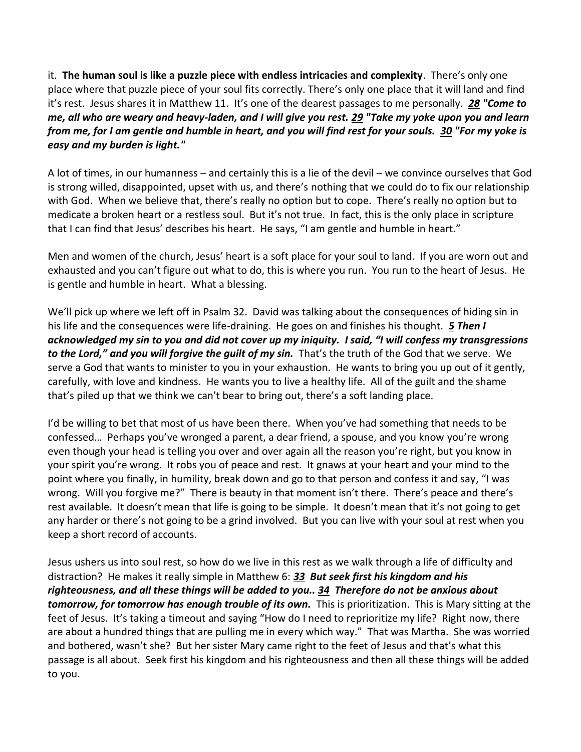it. **The human soul is like a puzzle piece with endless intricacies and complexity**. There's only one place where that puzzle piece of your soul fits correctly. There's only one place that it will land and find it's rest. Jesus shares it in Matthew 11. It's one of the dearest passages to me personally. ***28 "Come to me, all who are weary and heavy-laden, and I will give you rest. 29 "Take my yoke upon you and learn from me, for I am gentle and humble in heart, and you will find rest for your souls. 30 "For my yoke is easy and my burden is light."***

A lot of times, in our humanness – and certainly this is a lie of the devil – we convince ourselves that God is strong willed, disappointed, upset with us, and there's nothing that we could do to fix our relationship with God. When we believe that, there's really no option but to cope. There's really no option but to medicate a broken heart or a restless soul. But it's not true. In fact, this is the only place in scripture that I can find that Jesus' describes his heart. He says, "I am gentle and humble in heart."

Men and women of the church, Jesus' heart is a soft place for your soul to land. If you are worn out and exhausted and you can't figure out what to do, this is where you run. You run to the heart of Jesus. He is gentle and humble in heart. What a blessing.

We'll pick up where we left off in Psalm 32. David was talking about the consequences of hiding sin in his life and the consequences were life-draining. He goes on and finishes his thought. ***5 Then I acknowledged my sin to you and did not cover up my iniquity. I said, "I will confess my transgressions to the Lord," and you will forgive the guilt of my sin.*** That's the truth of the God that we serve. We serve a God that wants to minister to you in your exhaustion. He wants to bring you up out of it gently, carefully, with love and kindness. He wants you to live a healthy life. All of the guilt and the shame that's piled up that we think we can't bear to bring out, there's a soft landing place.

I'd be willing to bet that most of us have been there. When you've had something that needs to be confessed… Perhaps you've wronged a parent, a dear friend, a spouse, and you know you're wrong even though your head is telling you over and over again all the reason you're right, but you know in your spirit you're wrong. It robs you of peace and rest. It gnaws at your heart and your mind to the point where you finally, in humility, break down and go to that person and confess it and say, "I was wrong. Will you forgive me?" There is beauty in that moment isn't there. There's peace and there's rest available. It doesn't mean that life is going to be simple. It doesn't mean that it's not going to get any harder or there's not going to be a grind involved. But you can live with your soul at rest when you keep a short record of accounts.

Jesus ushers us into soul rest, so how do we live in this rest as we walk through a life of difficulty and distraction? He makes it really simple in Matthew 6: ***33 But seek first his kingdom and his righteousness, and all these things will be added to you.. 34 Therefore do not be anxious about tomorrow, for tomorrow has enough trouble of its own.*** This is prioritization. This is Mary sitting at the feet of Jesus. It's taking a timeout and saying "How do I need to reprioritize my life? Right now, there are about a hundred things that are pulling me in every which way." That was Martha. She was worried and bothered, wasn't she? But her sister Mary came right to the feet of Jesus and that's what this passage is all about. Seek first his kingdom and his righteousness and then all these things will be added to you.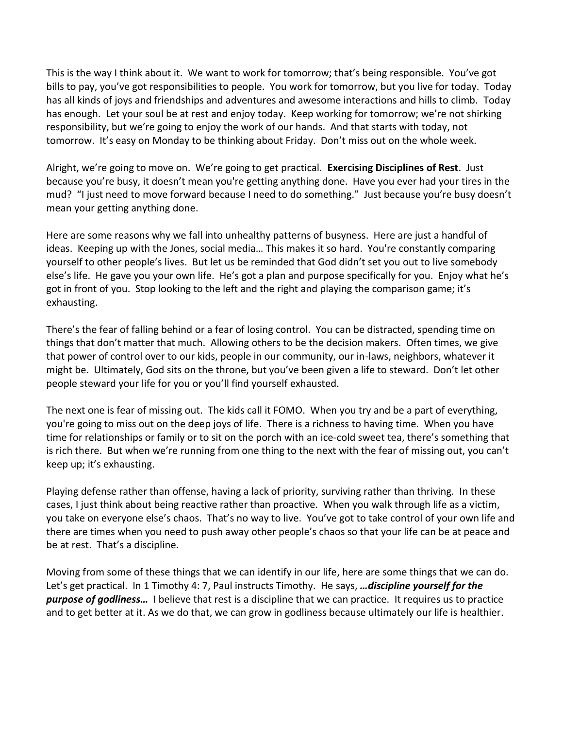This is the way I think about it. We want to work for tomorrow; that's being responsible. You've got bills to pay, you've got responsibilities to people. You work for tomorrow, but you live for today. Today has all kinds of joys and friendships and adventures and awesome interactions and hills to climb. Today has enough. Let your soul be at rest and enjoy today. Keep working for tomorrow; we're not shirking responsibility, but we're going to enjoy the work of our hands. And that starts with today, not tomorrow. It's easy on Monday to be thinking about Friday. Don't miss out on the whole week.

Alright, we're going to move on. We're going to get practical. **Exercising Disciplines of Rest**. Just because you're busy, it doesn't mean you're getting anything done. Have you ever had your tires in the mud? "I just need to move forward because I need to do something." Just because you're busy doesn't mean your getting anything done.

Here are some reasons why we fall into unhealthy patterns of busyness. Here are just a handful of ideas. Keeping up with the Jones, social media… This makes it so hard. You're constantly comparing yourself to other people's lives. But let us be reminded that God didn't set you out to live somebody else's life. He gave you your own life. He's got a plan and purpose specifically for you. Enjoy what he's got in front of you. Stop looking to the left and the right and playing the comparison game; it's exhausting.

There's the fear of falling behind or a fear of losing control. You can be distracted, spending time on things that don't matter that much. Allowing others to be the decision makers. Often times, we give that power of control over to our kids, people in our community, our in-laws, neighbors, whatever it might be. Ultimately, God sits on the throne, but you've been given a life to steward. Don't let other people steward your life for you or you'll find yourself exhausted.

The next one is fear of missing out. The kids call it FOMO. When you try and be a part of everything, you're going to miss out on the deep joys of life. There is a richness to having time. When you have time for relationships or family or to sit on the porch with an ice-cold sweet tea, there's something that is rich there. But when we're running from one thing to the next with the fear of missing out, you can't keep up; it's exhausting.

Playing defense rather than offense, having a lack of priority, surviving rather than thriving. In these cases, I just think about being reactive rather than proactive. When you walk through life as a victim, you take on everyone else's chaos. That's no way to live. You've got to take control of your own life and there are times when you need to push away other people's chaos so that your life can be at peace and be at rest. That's a discipline.

Moving from some of these things that we can identify in our life, here are some things that we can do. Let's get practical. In 1 Timothy 4: 7, Paul instructs Timothy. He says, ***…discipline yourself for the purpose of godliness…*** I believe that rest is a discipline that we can practice. It requires us to practice and to get better at it. As we do that, we can grow in godliness because ultimately our life is healthier.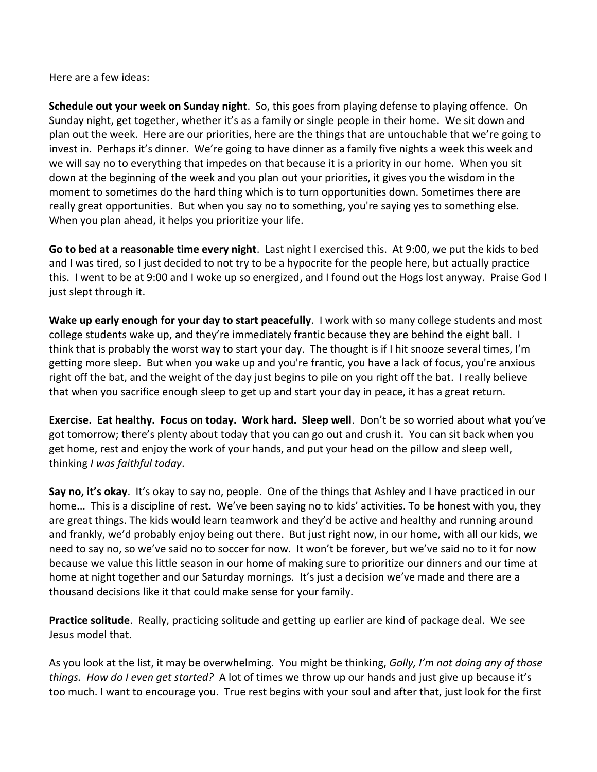Here are a few ideas:

**Schedule out your week on Sunday night**. So, this goes from playing defense to playing offence. On Sunday night, get together, whether it's as a family or single people in their home. We sit down and plan out the week. Here are our priorities, here are the things that are untouchable that we're going to invest in. Perhaps it's dinner. We're going to have dinner as a family five nights a week this week and we will say no to everything that impedes on that because it is a priority in our home. When you sit down at the beginning of the week and you plan out your priorities, it gives you the wisdom in the moment to sometimes do the hard thing which is to turn opportunities down. Sometimes there are really great opportunities. But when you say no to something, you're saying yes to something else. When you plan ahead, it helps you prioritize your life.

**Go to bed at a reasonable time every night**. Last night I exercised this. At 9:00, we put the kids to bed and I was tired, so I just decided to not try to be a hypocrite for the people here, but actually practice this. I went to be at 9:00 and I woke up so energized, and I found out the Hogs lost anyway. Praise God I just slept through it.

**Wake up early enough for your day to start peacefully**. I work with so many college students and most college students wake up, and they're immediately frantic because they are behind the eight ball. I think that is probably the worst way to start your day. The thought is if I hit snooze several times, I'm getting more sleep. But when you wake up and you're frantic, you have a lack of focus, you're anxious right off the bat, and the weight of the day just begins to pile on you right off the bat. I really believe that when you sacrifice enough sleep to get up and start your day in peace, it has a great return.

**Exercise. Eat healthy. Focus on today. Work hard. Sleep well**. Don't be so worried about what you've got tomorrow; there's plenty about today that you can go out and crush it. You can sit back when you get home, rest and enjoy the work of your hands, and put your head on the pillow and sleep well, thinking *I was faithful today*.

**Say no, it's okay**. It's okay to say no, people. One of the things that Ashley and I have practiced in our home... This is a discipline of rest. We've been saying no to kids' activities. To be honest with you, they are great things. The kids would learn teamwork and they'd be active and healthy and running around and frankly, we'd probably enjoy being out there. But just right now, in our home, with all our kids, we need to say no, so we've said no to soccer for now. It won't be forever, but we've said no to it for now because we value this little season in our home of making sure to prioritize our dinners and our time at home at night together and our Saturday mornings. It's just a decision we've made and there are a thousand decisions like it that could make sense for your family.

**Practice solitude**. Really, practicing solitude and getting up earlier are kind of package deal. We see Jesus model that.

As you look at the list, it may be overwhelming. You might be thinking, *Golly, I'm not doing any of those things. How do I even get started?* A lot of times we throw up our hands and just give up because it's too much. I want to encourage you. True rest begins with your soul and after that, just look for the first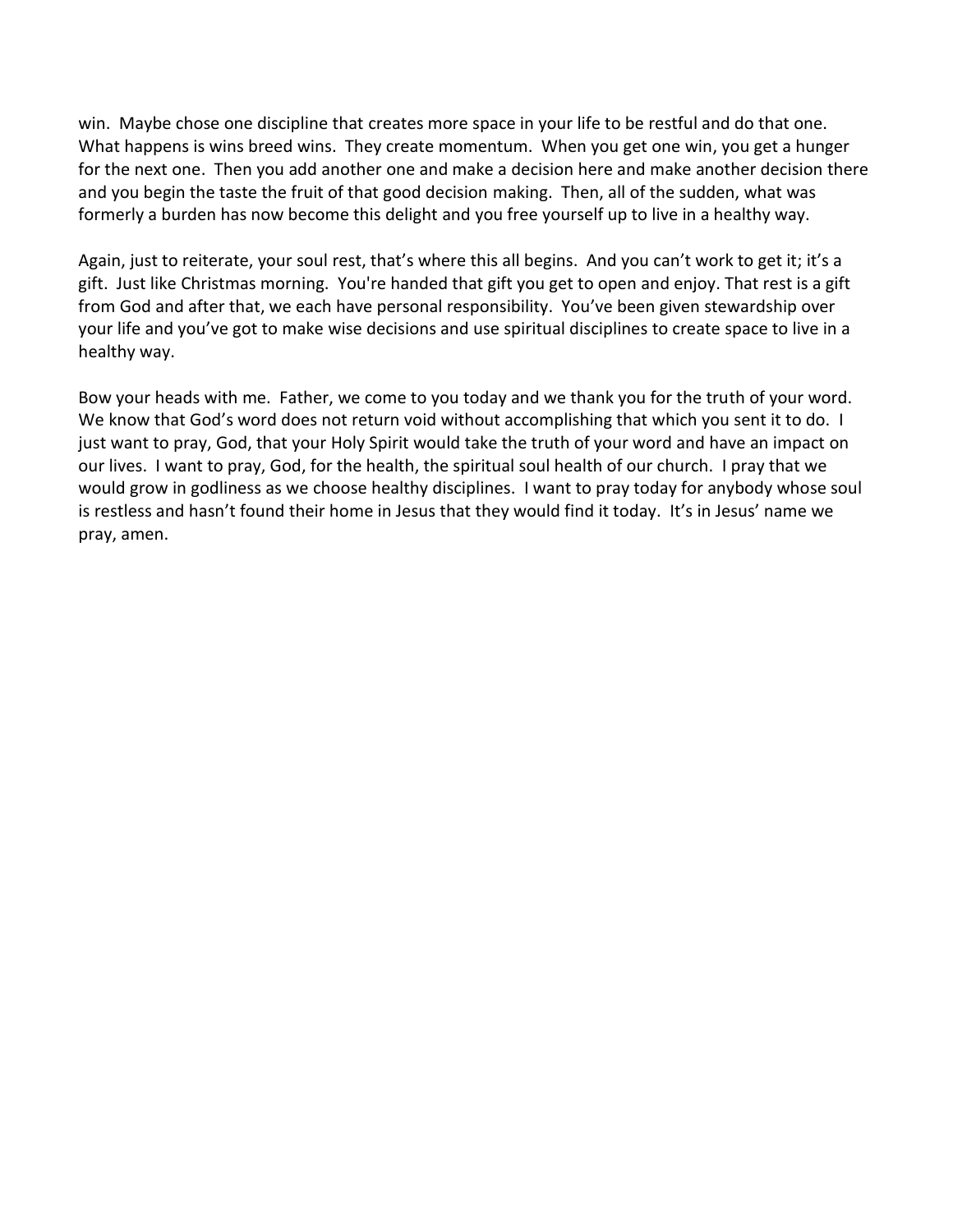win. Maybe chose one discipline that creates more space in your life to be restful and do that one. What happens is wins breed wins. They create momentum. When you get one win, you get a hunger for the next one. Then you add another one and make a decision here and make another decision there and you begin the taste the fruit of that good decision making. Then, all of the sudden, what was formerly a burden has now become this delight and you free yourself up to live in a healthy way.

Again, just to reiterate, your soul rest, that's where this all begins. And you can't work to get it; it's a gift. Just like Christmas morning. You're handed that gift you get to open and enjoy. That rest is a gift from God and after that, we each have personal responsibility. You've been given stewardship over your life and you've got to make wise decisions and use spiritual disciplines to create space to live in a healthy way.

Bow your heads with me. Father, we come to you today and we thank you for the truth of your word. We know that God's word does not return void without accomplishing that which you sent it to do. I just want to pray, God, that your Holy Spirit would take the truth of your word and have an impact on our lives. I want to pray, God, for the health, the spiritual soul health of our church. I pray that we would grow in godliness as we choose healthy disciplines. I want to pray today for anybody whose soul is restless and hasn't found their home in Jesus that they would find it today. It's in Jesus' name we pray, amen.